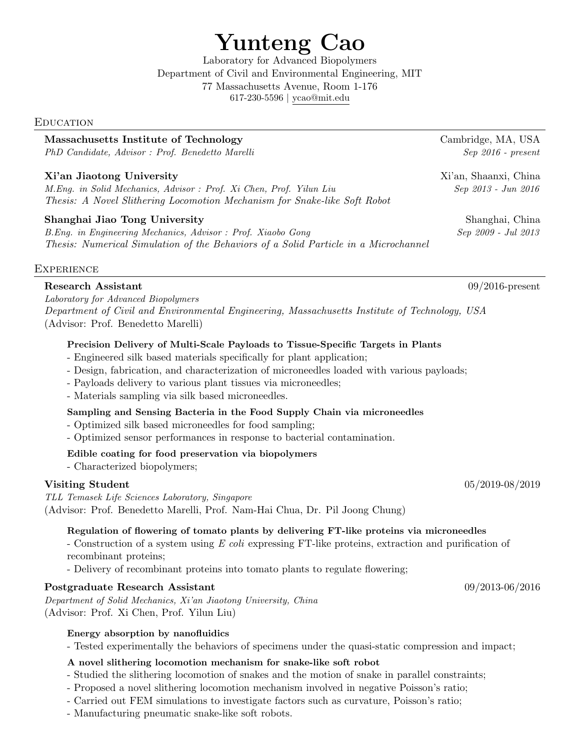# Yunteng Cao

Laboratory for Advanced Biopolymers
Department of Civil and Environmental Engineering, MIT
77 Massachusetts Avenue, Room 1-176
617-230-5596 | ycao@mit.edu

## Education

**Massachusetts Institute of Technology** — Cambridge, MA, USA
*PhD Candidate, Advisor : Prof. Benedetto Marelli* — *Sep 2016 - present*

**Xi'an Jiaotong University** — Xi'an, Shaanxi, China
*M.Eng. in Solid Mechanics, Advisor : Prof. Xi Chen, Prof. Yilun Liu* — *Sep 2013 - Jun 2016*
*Thesis: A Novel Slithering Locomotion Mechanism for Snake-like Soft Robot*

**Shanghai Jiao Tong University** — Shanghai, China
*B.Eng. in Engineering Mechanics, Advisor : Prof. Xiaobo Gong* — *Sep 2009 - Jul 2013*
*Thesis: Numerical Simulation of the Behaviors of a Solid Particle in a Microchannel*

## Experience

**Research Assistant** — 09/2016-present
*Laboratory for Advanced Biopolymers*
*Department of Civil and Environmental Engineering, Massachusetts Institute of Technology, USA*
(Advisor: Prof. Benedetto Marelli)

**Precision Delivery of Multi-Scale Payloads to Tissue-Specific Targets in Plants**
- Engineered silk based materials specifically for plant application;
- Design, fabrication, and characterization of microneedles loaded with various payloads;
- Payloads delivery to various plant tissues via microneedles;
- Materials sampling via silk based microneedles.

**Sampling and Sensing Bacteria in the Food Supply Chain via microneedles**
- Optimized silk based microneedles for food sampling;
- Optimized sensor performances in response to bacterial contamination.

**Edible coating for food preservation via biopolymers**
- Characterized biopolymers;

**Visiting Student** — 05/2019-08/2019
*TLL Temasek Life Sciences Laboratory, Singapore*
(Advisor: Prof. Benedetto Marelli, Prof. Nam-Hai Chua, Dr. Pil Joong Chung)

**Regulation of flowering of tomato plants by delivering FT-like proteins via microneedles**
- Construction of a system using *E coli* expressing FT-like proteins, extraction and purification of recombinant proteins;
- Delivery of recombinant proteins into tomato plants to regulate flowering;

**Postgraduate Research Assistant** — 09/2013-06/2016
*Department of Solid Mechanics, Xi'an Jiaotong University, China*
(Advisor: Prof. Xi Chen, Prof. Yilun Liu)

**Energy absorption by nanofluidics**
- Tested experimentally the behaviors of specimens under the quasi-static compression and impact;

**A novel slithering locomotion mechanism for snake-like soft robot**
- Studied the slithering locomotion of snakes and the motion of snake in parallel constraints;
- Proposed a novel slithering locomotion mechanism involved in negative Poisson's ratio;
- Carried out FEM simulations to investigate factors such as curvature, Poisson's ratio;
- Manufacturing pneumatic snake-like soft robots.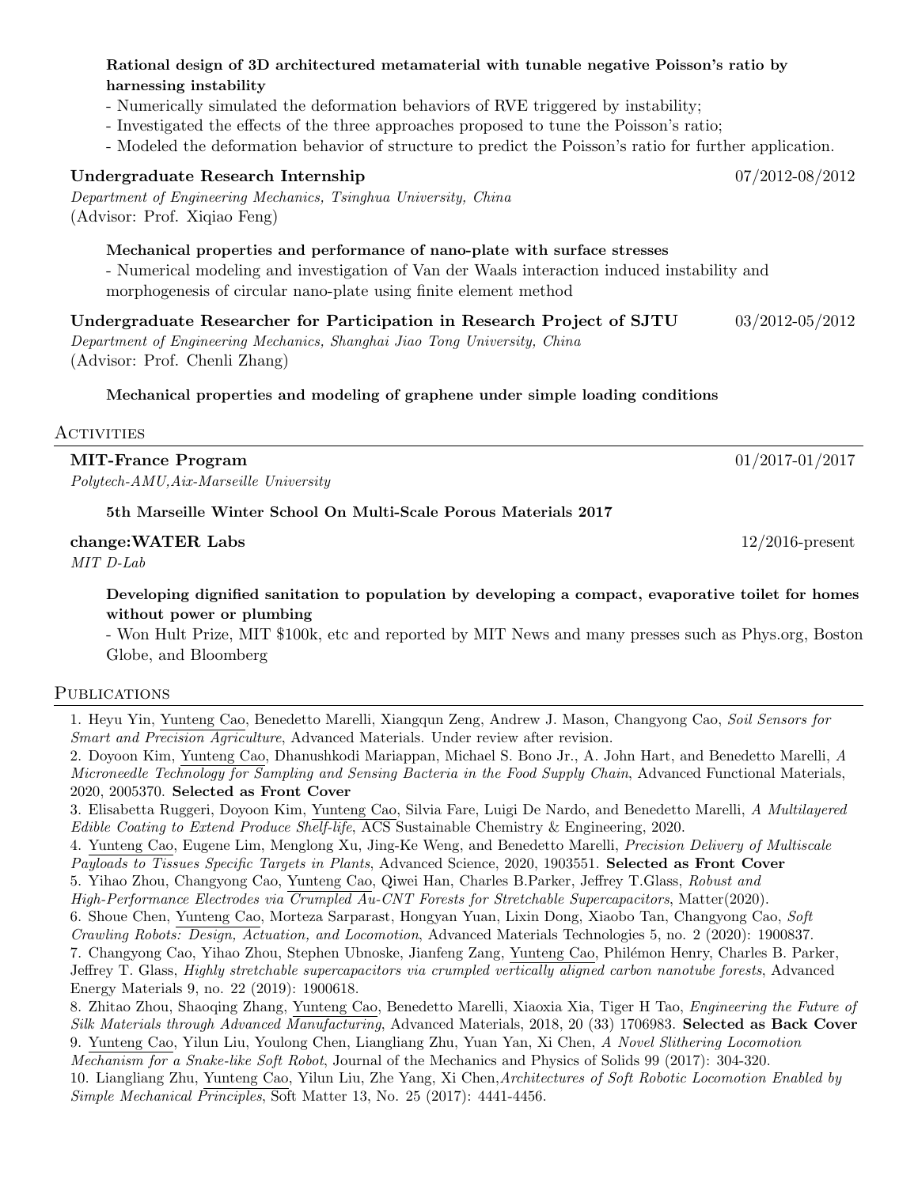**Rational design of 3D architectured metamaterial with tunable negative Poisson's ratio by harnessing instability**

- Numerically simulated the deformation behaviors of RVE triggered by instability;
- Investigated the effects of the three approaches proposed to tune the Poisson's ratio;
- Modeled the deformation behavior of structure to predict the Poisson's ratio for further application.

**Undergraduate Research Internship** 07/2012-08/2012

*Department of Engineering Mechanics, Tsinghua University, China*
(Advisor: Prof. Xiqiao Feng)

**Mechanical properties and performance of nano-plate with surface stresses**

- Numerical modeling and investigation of Van der Waals interaction induced instability and morphogenesis of circular nano-plate using finite element method

**Undergraduate Researcher for Participation in Research Project of SJTU** 03/2012-05/2012

*Department of Engineering Mechanics, Shanghai Jiao Tong University, China*
(Advisor: Prof. Chenli Zhang)

**Mechanical properties and modeling of graphene under simple loading conditions**

## Activities

**MIT-France Program** 01/2017-01/2017

*Polytech-AMU,Aix-Marseille University*

**5th Marseille Winter School On Multi-Scale Porous Materials 2017**

**change:WATER Labs** 12/2016-present

*MIT D-Lab*

**Developing dignified sanitation to population by developing a compact, evaporative toilet for homes without power or plumbing**

- Won Hult Prize, MIT $100k, etc and reported by MIT News and many presses such as Phys.org, Boston Globe, and Bloomberg

## Publications

1. Heyu Yin, Yunteng Cao, Benedetto Marelli, Xiangqun Zeng, Andrew J. Mason, Changyong Cao, *Soil Sensors for Smart and Precision Agriculture*, Advanced Materials. Under review after revision.
2. Doyoon Kim, Yunteng Cao, Dhanushkodi Mariappan, Michael S. Bono Jr., A. John Hart, and Benedetto Marelli, *A Microneedle Technology for Sampling and Sensing Bacteria in the Food Supply Chain*, Advanced Functional Materials, 2020, 2005370. **Selected as Front Cover**
3. Elisabetta Ruggeri, Doyoon Kim, Yunteng Cao, Silvia Fare, Luigi De Nardo, and Benedetto Marelli, *A Multilayered Edible Coating to Extend Produce Shelf-life*, ACS Sustainable Chemistry & Engineering, 2020.
4. Yunteng Cao, Eugene Lim, Menglong Xu, Jing-Ke Weng, and Benedetto Marelli, *Precision Delivery of Multiscale Payloads to Tissues Specific Targets in Plants*, Advanced Science, 2020, 1903551. **Selected as Front Cover**
5. Yihao Zhou, Changyong Cao, Yunteng Cao, Qiwei Han, Charles B.Parker, Jeffrey T.Glass, *Robust and High-Performance Electrodes via Crumpled Au-CNT Forests for Stretchable Supercapacitors*, Matter(2020).
6. Shoue Chen, Yunteng Cao, Morteza Sarparast, Hongyan Yuan, Lixin Dong, Xiaobo Tan, Changyong Cao, *Soft Crawling Robots: Design, Actuation, and Locomotion*, Advanced Materials Technologies 5, no. 2 (2020): 1900837.
7. Changyong Cao, Yihao Zhou, Stephen Ubnoske, Jianfeng Zang, Yunteng Cao, Philémon Henry, Charles B. Parker, Jeffrey T. Glass, *Highly stretchable supercapacitors via crumpled vertically aligned carbon nanotube forests*, Advanced Energy Materials 9, no. 22 (2019): 1900618.
8. Zhitao Zhou, Shaoqing Zhang, Yunteng Cao, Benedetto Marelli, Xiaoxia Xia, Tiger H Tao, *Engineering the Future of Silk Materials through Advanced Manufacturing*, Advanced Materials, 2018, 20 (33) 1706983. **Selected as Back Cover**
9. Yunteng Cao, Yilun Liu, Youlong Chen, Liangliang Zhu, Yuan Yan, Xi Chen, *A Novel Slithering Locomotion Mechanism for a Snake-like Soft Robot*, Journal of the Mechanics and Physics of Solids 99 (2017): 304-320.
10. Liangliang Zhu, Yunteng Cao, Yilun Liu, Zhe Yang, Xi Chen,*Architectures of Soft Robotic Locomotion Enabled by Simple Mechanical Principles*, Soft Matter 13, No. 25 (2017): 4441-4456.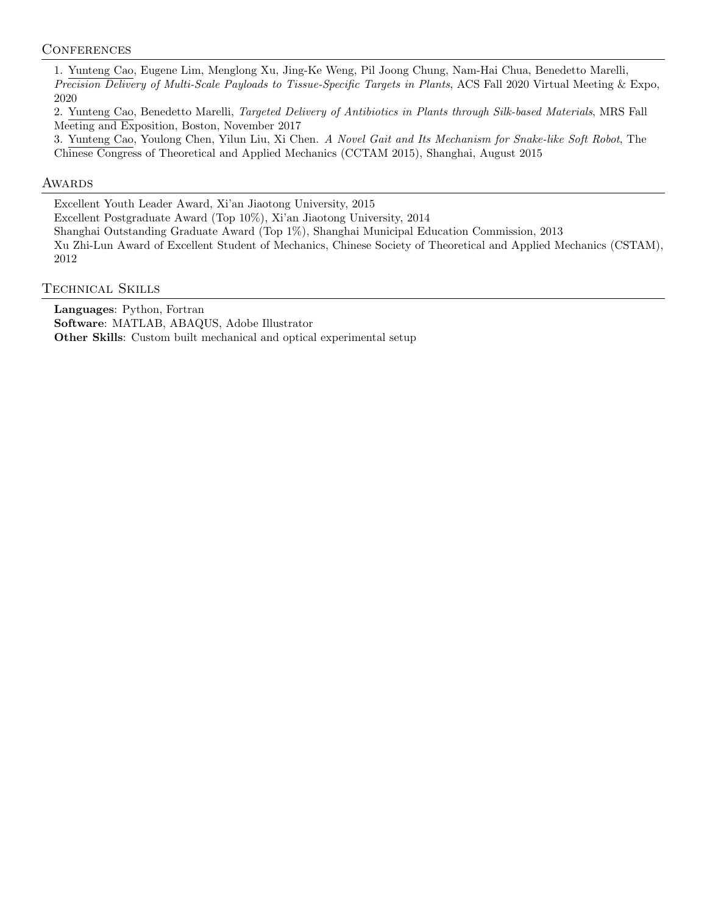## Conferences

1. Yunteng Cao, Eugene Lim, Menglong Xu, Jing-Ke Weng, Pil Joong Chung, Nam-Hai Chua, Benedetto Marelli, *Precision Delivery of Multi-Scale Payloads to Tissue-Specific Targets in Plants*, ACS Fall 2020 Virtual Meeting & Expo, 2020
2. Yunteng Cao, Benedetto Marelli, *Targeted Delivery of Antibiotics in Plants through Silk-based Materials*, MRS Fall Meeting and Exposition, Boston, November 2017
3. Yunteng Cao, Youlong Chen, Yilun Liu, Xi Chen. *A Novel Gait and Its Mechanism for Snake-like Soft Robot*, The Chinese Congress of Theoretical and Applied Mechanics (CCTAM 2015), Shanghai, August 2015

## Awards

Excellent Youth Leader Award, Xi'an Jiaotong University, 2015
Excellent Postgraduate Award (Top 10%), Xi'an Jiaotong University, 2014
Shanghai Outstanding Graduate Award (Top 1%), Shanghai Municipal Education Commission, 2013
Xu Zhi-Lun Award of Excellent Student of Mechanics, Chinese Society of Theoretical and Applied Mechanics (CSTAM), 2012

## Technical Skills

**Languages**: Python, Fortran
**Software**: MATLAB, ABAQUS, Adobe Illustrator
**Other Skills**: Custom built mechanical and optical experimental setup